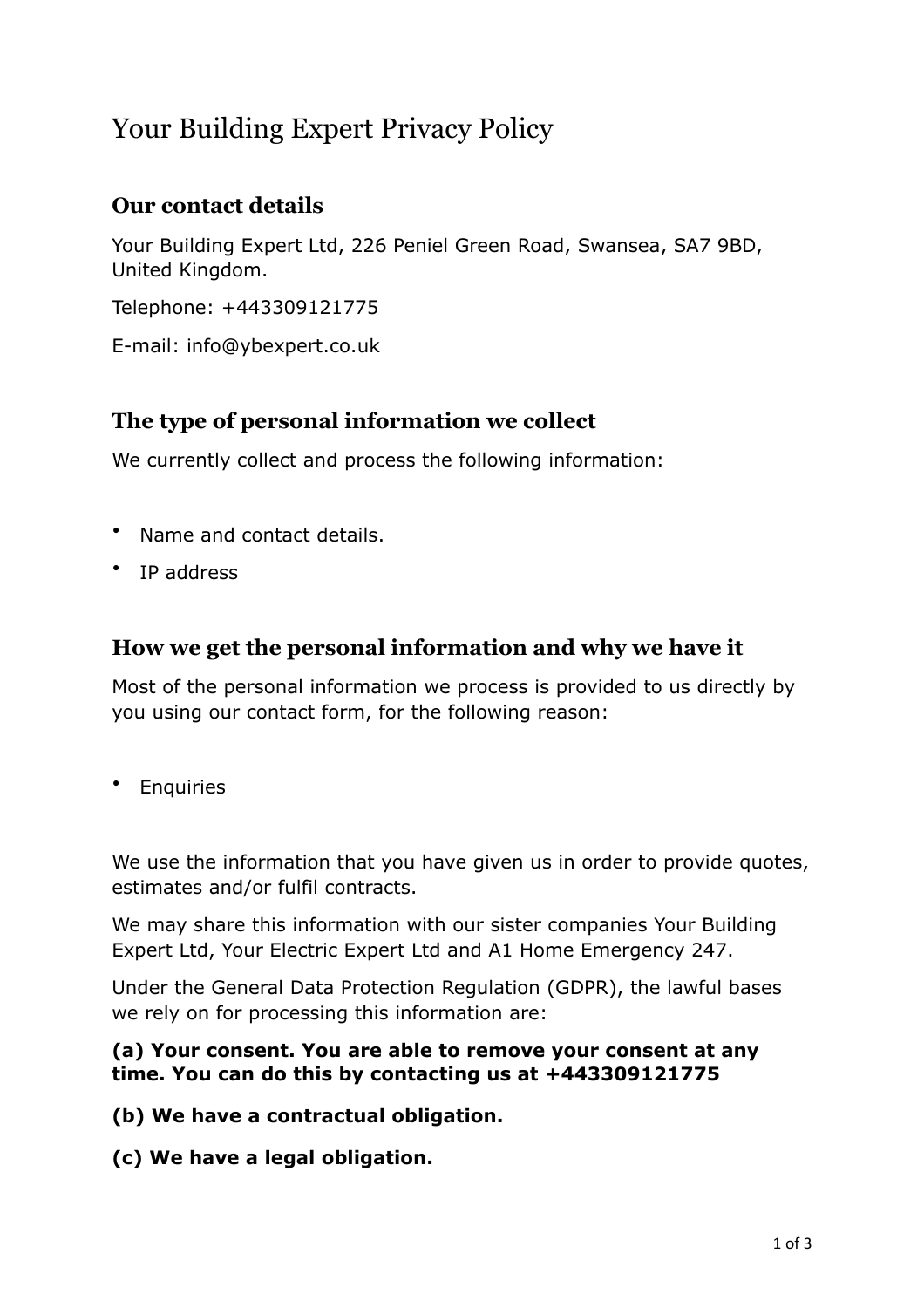# Your Building Expert Privacy Policy

## Our contact details

Your Building Expert Ltd, 226 Peniel Green Road, Swansea, SA7 9BD, United Kingdom.

Telephone: +443309121775

E-mail: info@ybexpert.co.uk

## The type of personal information we collect

We currently collect and process the following information:

- Name and contact details.
- IP address

## How we get the personal information and why we have it

Most of the personal information we process is provided to us directly by you using our contact form, for the following reason:

- Enquiries

We use the information that you have given us in order to provide quotes, estimates and/or fulfil contracts.

We may share this information with our sister companies Your Building Expert Ltd, Your Electric Expert Ltd and A1 Home Emergency 247.

Under the General Data Protection Regulation (GDPR), the lawful bases we rely on for processing this information are:

**(a) Your consent. You are able to remove your consent at any time. You can do this by contacting us at +443309121775**

**(b) We have a contractual obligation.**

**(c) We have a legal obligation.**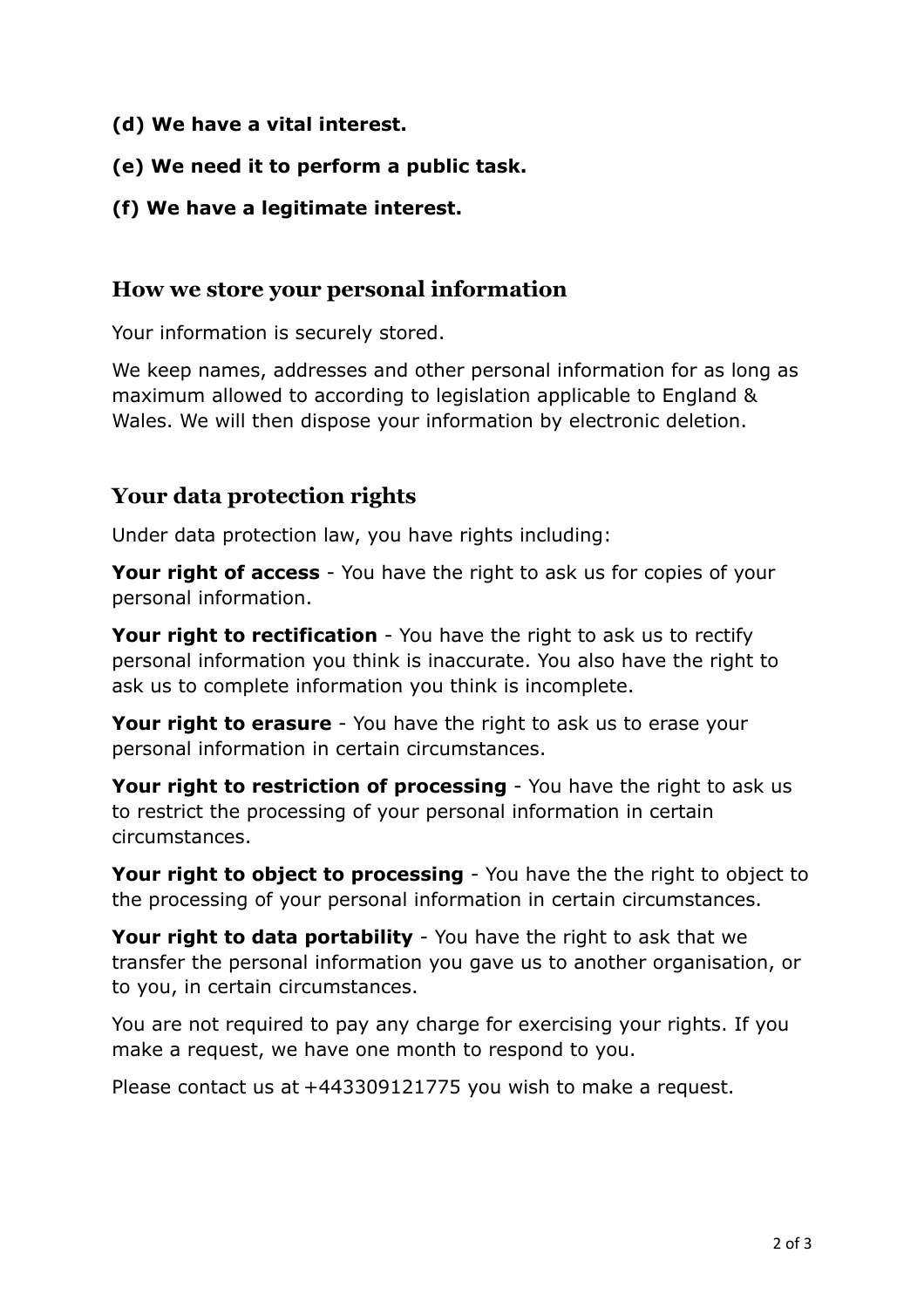**(d) We have a vital interest.**

**(e) We need it to perform a public task.**

**(f) We have a legitimate interest.**

## How we store your personal information

Your information is securely stored.

We keep names, addresses and other personal information for as long as maximum allowed to according to legislation applicable to England & Wales. We will then dispose your information by electronic deletion.

## Your data protection rights

Under data protection law, you have rights including:

**Your right of access** - You have the right to ask us for copies of your personal information.

**Your right to rectification** - You have the right to ask us to rectify personal information you think is inaccurate. You also have the right to ask us to complete information you think is incomplete.

**Your right to erasure** - You have the right to ask us to erase your personal information in certain circumstances.

**Your right to restriction of processing** - You have the right to ask us to restrict the processing of your personal information in certain circumstances.

**Your right to object to processing** - You have the the right to object to the processing of your personal information in certain circumstances.

**Your right to data portability** - You have the right to ask that we transfer the personal information you gave us to another organisation, or to you, in certain circumstances.

You are not required to pay any charge for exercising your rights. If you make a request, we have one month to respond to you.

Please contact us at +443309121775 you wish to make a request.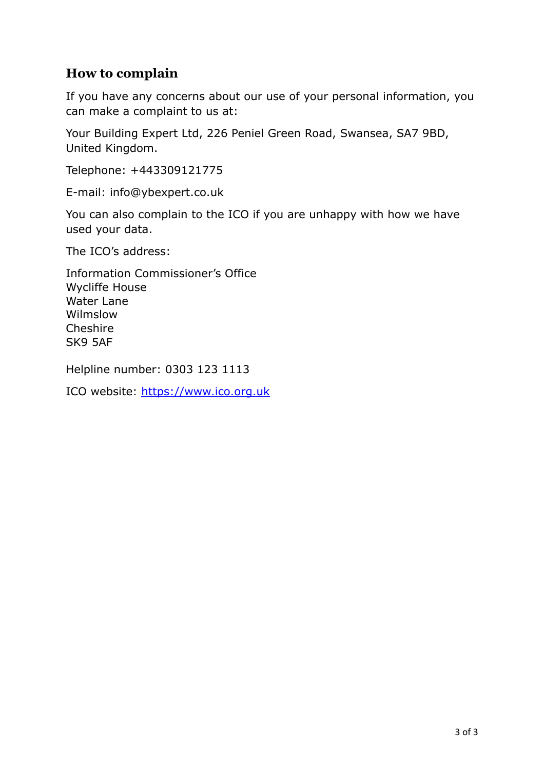## How to complain

If you have any concerns about our use of your personal information, you can make a complaint to us at:

Your Building Expert Ltd, 226 Peniel Green Road, Swansea, SA7 9BD, United Kingdom.

Telephone: +443309121775

E-mail: info@ybexpert.co.uk

You can also complain to the ICO if you are unhappy with how we have used your data.

The ICO's address:

Information Commissioner's Office  
Wycliffe House  
Water Lane  
Wilmslow  
Cheshire  
SK9 5AF

Helpline number: 0303 123 1113

ICO website: [https://www.ico.org.uk](https://www.ico.org.uk)